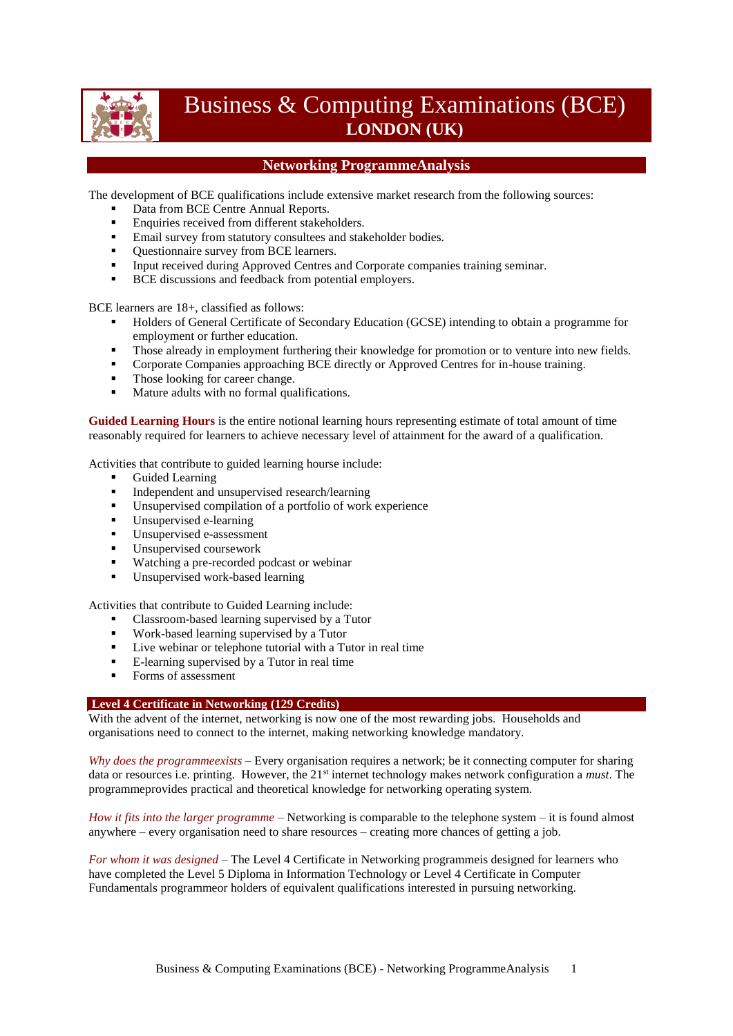# Business & Computing Examinations (BCE)
## LONDON (UK)

## Networking ProgrammeAnalysis

The development of BCE qualifications include extensive market research from the following sources:

- Data from BCE Centre Annual Reports.
- Enquiries received from different stakeholders.
- Email survey from statutory consultees and stakeholder bodies.
- Questionnaire survey from BCE learners.
- Input received during Approved Centres and Corporate companies training seminar.
- BCE discussions and feedback from potential employers.

BCE learners are 18+, classified as follows:

- Holders of General Certificate of Secondary Education (GCSE) intending to obtain a programme for employment or further education.
- Those already in employment furthering their knowledge for promotion or to venture into new fields.
- Corporate Companies approaching BCE directly or Approved Centres for in-house training.
- Those looking for career change.
- Mature adults with no formal qualifications.

**Guided Learning Hours** is the entire notional learning hours representing estimate of total amount of time reasonably required for learners to achieve necessary level of attainment for the award of a qualification.

Activities that contribute to guided learning hourse include:

- Guided Learning
- Independent and unsupervised research/learning
- Unsupervised compilation of a portfolio of work experience
- Unsupervised e-learning
- Unsupervised e-assessment
- Unsupervised coursework
- Watching a pre-recorded podcast or webinar
- Unsupervised work-based learning

Activities that contribute to Guided Learning include:

- Classroom-based learning supervised by a Tutor
- Work-based learning supervised by a Tutor
- Live webinar or telephone tutorial with a Tutor in real time
- E-learning supervised by a Tutor in real time
- Forms of assessment

### Level 4 Certificate in Networking (129 Credits)

With the advent of the internet, networking is now one of the most rewarding jobs. Households and organisations need to connect to the internet, making networking knowledge mandatory.

*Why does the programmeexists* – Every organisation requires a network; be it connecting computer for sharing data or resources i.e. printing. However, the 21st internet technology makes network configuration a *must*. The programmeprovides practical and theoretical knowledge for networking operating system.

*How it fits into the larger programme* – Networking is comparable to the telephone system – it is found almost anywhere – every organisation need to share resources – creating more chances of getting a job.

*For whom it was designed* – The Level 4 Certificate in Networking programmeis designed for learners who have completed the Level 5 Diploma in Information Technology or Level 4 Certificate in Computer Fundamentals programmeor holders of equivalent qualifications interested in pursuing networking.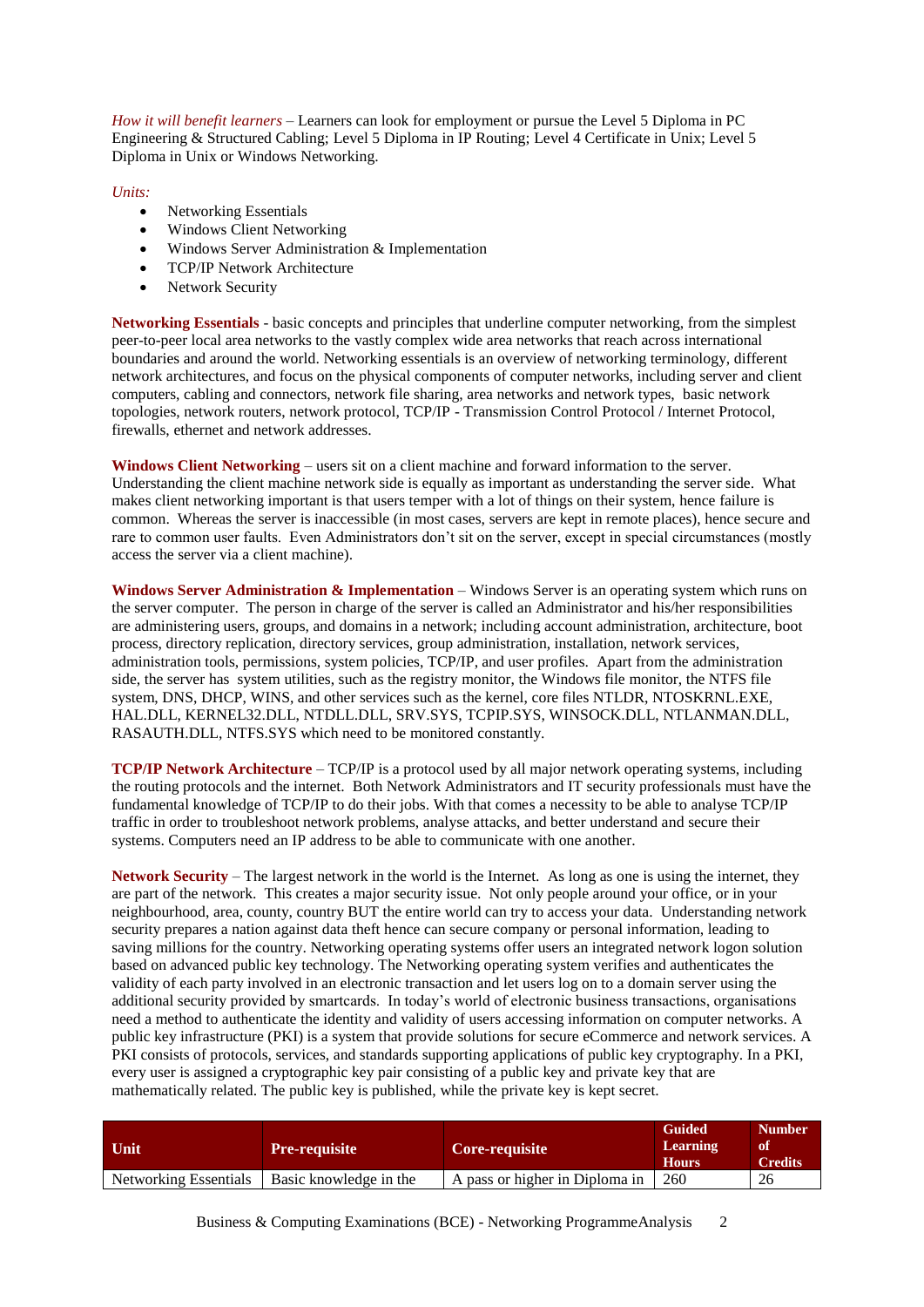*How it will benefit learners* – Learners can look for employment or pursue the Level 5 Diploma in PC Engineering & Structured Cabling; Level 5 Diploma in IP Routing; Level 4 Certificate in Unix; Level 5 Diploma in Unix or Windows Networking.

*Units:*

- Networking Essentials
- Windows Client Networking
- Windows Server Administration & Implementation
- TCP/IP Network Architecture
- Network Security

**Networking Essentials** - basic concepts and principles that underline computer networking, from the simplest peer-to-peer local area networks to the vastly complex wide area networks that reach across international boundaries and around the world. Networking essentials is an overview of networking terminology, different network architectures, and focus on the physical components of computer networks, including server and client computers, cabling and connectors, network file sharing, area networks and network types, basic network topologies, network routers, network protocol, TCP/IP - Transmission Control Protocol / Internet Protocol, firewalls, ethernet and network addresses.

**Windows Client Networking** – users sit on a client machine and forward information to the server. Understanding the client machine network side is equally as important as understanding the server side. What makes client networking important is that users temper with a lot of things on their system, hence failure is common. Whereas the server is inaccessible (in most cases, servers are kept in remote places), hence secure and rare to common user faults. Even Administrators don't sit on the server, except in special circumstances (mostly access the server via a client machine).

**Windows Server Administration & Implementation** – Windows Server is an operating system which runs on the server computer. The person in charge of the server is called an Administrator and his/her responsibilities are administering users, groups, and domains in a network; including account administration, architecture, boot process, directory replication, directory services, group administration, installation, network services, administration tools, permissions, system policies, TCP/IP, and user profiles. Apart from the administration side, the server has system utilities, such as the registry monitor, the Windows file monitor, the NTFS file system, DNS, DHCP, WINS, and other services such as the kernel, core files NTLDR, NTOSKRNL.EXE, HAL.DLL, KERNEL32.DLL, NTDLL.DLL, SRV.SYS, TCPIP.SYS, WINSOCK.DLL, NTLANMAN.DLL, RASAUTH.DLL, NTFS.SYS which need to be monitored constantly.

**TCP/IP Network Architecture** – TCP/IP is a protocol used by all major network operating systems, including the routing protocols and the internet. Both Network Administrators and IT security professionals must have the fundamental knowledge of TCP/IP to do their jobs. With that comes a necessity to be able to analyse TCP/IP traffic in order to troubleshoot network problems, analyse attacks, and better understand and secure their systems. Computers need an IP address to be able to communicate with one another.

**Network Security** – The largest network in the world is the Internet. As long as one is using the internet, they are part of the network. This creates a major security issue. Not only people around your office, or in your neighbourhood, area, county, country BUT the entire world can try to access your data. Understanding network security prepares a nation against data theft hence can secure company or personal information, leading to saving millions for the country. Networking operating systems offer users an integrated network logon solution based on advanced public key technology. The Networking operating system verifies and authenticates the validity of each party involved in an electronic transaction and let users log on to a domain server using the additional security provided by smartcards. In today's world of electronic business transactions, organisations need a method to authenticate the identity and validity of users accessing information on computer networks. A public key infrastructure (PKI) is a system that provide solutions for secure eCommerce and network services. A PKI consists of protocols, services, and standards supporting applications of public key cryptography. In a PKI, every user is assigned a cryptographic key pair consisting of a public key and private key that are mathematically related. The public key is published, while the private key is kept secret.

| Unit | Pre-requisite | Core-requisite | Guided Learning Hours | Number of Credits |
|---|---|---|---|---|
| Networking Essentials | Basic knowledge in the | A pass or higher in Diploma in | 260 | 26 |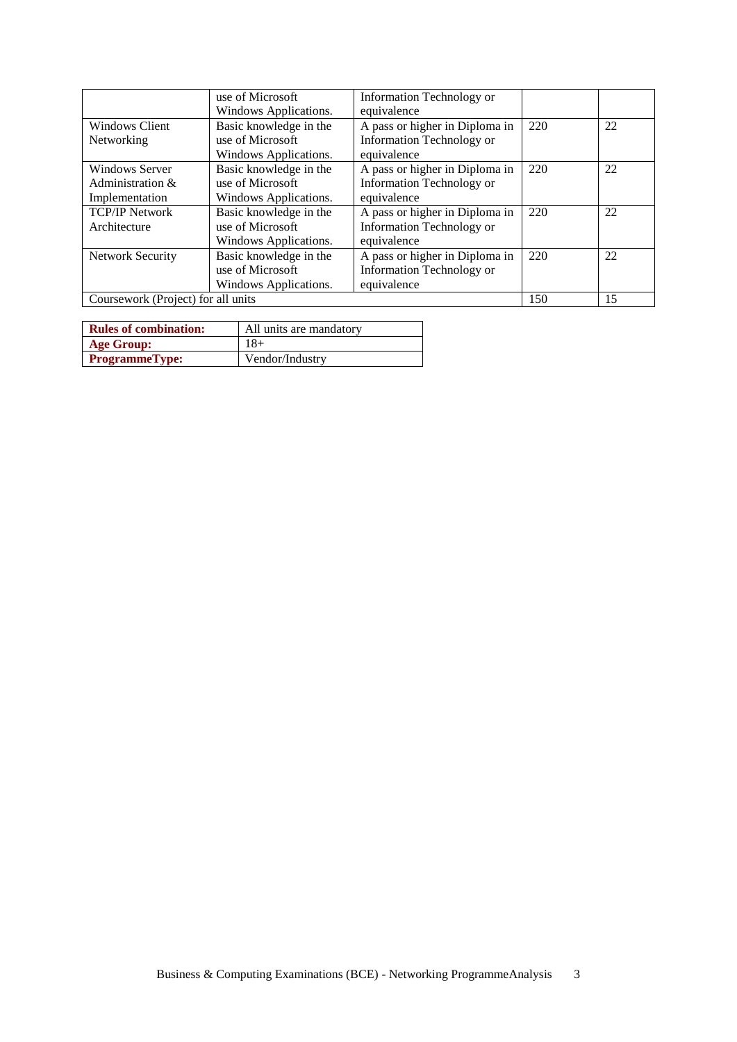| | | | | |
|---|---|---|---|---|
| | use of Microsoft Windows Applications. | Information Technology or equivalence | | |
| Windows Client Networking | Basic knowledge in the use of Microsoft Windows Applications. | A pass or higher in Diploma in Information Technology or equivalence | 220 | 22 |
| Windows Server Administration & Implementation | Basic knowledge in the use of Microsoft Windows Applications. | A pass or higher in Diploma in Information Technology or equivalence | 220 | 22 |
| TCP/IP Network Architecture | Basic knowledge in the use of Microsoft Windows Applications. | A pass or higher in Diploma in Information Technology or equivalence | 220 | 22 |
| Network Security | Basic knowledge in the use of Microsoft Windows Applications. | A pass or higher in Diploma in Information Technology or equivalence | 220 | 22 |
| Coursework (Project) for all units | | | 150 | 15 |

| | |
|---|---|
| **Rules of combination:** | All units are mandatory |
| **Age Group:** | 18+ |
| **ProgrammeType:** | Vendor/Industry |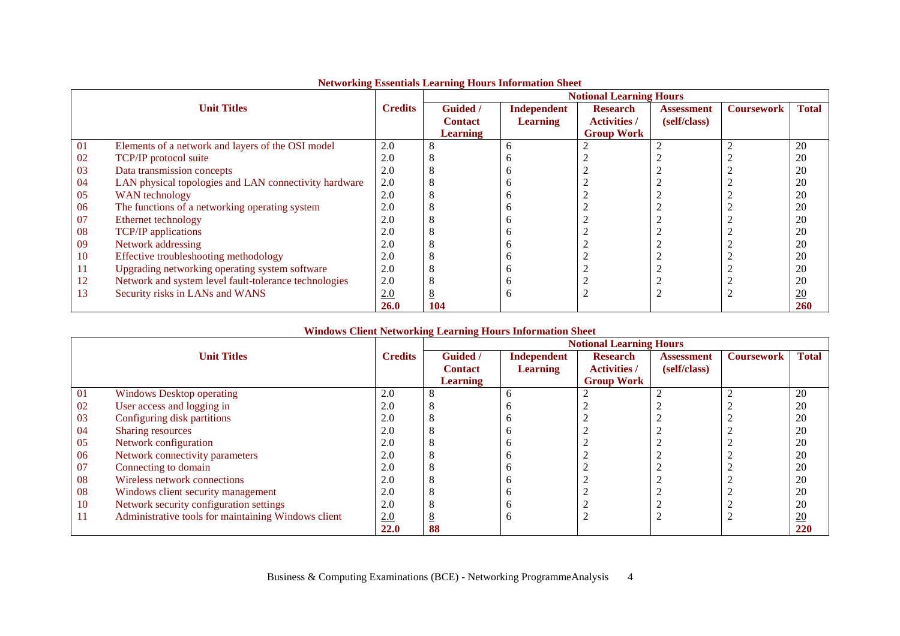**Networking Essentials Learning Hours Information Sheet**

| Unit Titles | | Credits | Notional Learning Hours | | | | | |
|---|---|---|---|---|---|---|---|---|
| | | | Guided / Contact Learning | Independent Learning | Research Activities / Group Work | Assessment (self/class) | Coursework | Total |
| 01 | Elements of a network and layers of the OSI model | 2.0 | 8 | 6 | 2 | 2 | 2 | 20 |
| 02 | TCP/IP protocol suite | 2.0 | 8 | 6 | 2 | 2 | 2 | 20 |
| 03 | Data transmission concepts | 2.0 | 8 | 6 | 2 | 2 | 2 | 20 |
| 04 | LAN physical topologies and LAN connectivity hardware | 2.0 | 8 | 6 | 2 | 2 | 2 | 20 |
| 05 | WAN technology | 2.0 | 8 | 6 | 2 | 2 | 2 | 20 |
| 06 | The functions of a networking operating system | 2.0 | 8 | 6 | 2 | 2 | 2 | 20 |
| 07 | Ethernet technology | 2.0 | 8 | 6 | 2 | 2 | 2 | 20 |
| 08 | TCP/IP applications | 2.0 | 8 | 6 | 2 | 2 | 2 | 20 |
| 09 | Network addressing | 2.0 | 8 | 6 | 2 | 2 | 2 | 20 |
| 10 | Effective troubleshooting methodology | 2.0 | 8 | 6 | 2 | 2 | 2 | 20 |
| 11 | Upgrading networking operating system software | 2.0 | 8 | 6 | 2 | 2 | 2 | 20 |
| 12 | Network and system level fault-tolerance technologies | 2.0 | 8 | 6 | 2 | 2 | 2 | 20 |
| 13 | Security risks in LANs and WANS | 2.0 | 8 | 6 | 2 | 2 | 2 | 20 |
| | | **26.0** | **104** | | | | | **260** |

**Windows Client Networking Learning Hours Information Sheet**

| Unit Titles | | Credits | Notional Learning Hours | | | | | |
|---|---|---|---|---|---|---|---|---|
| | | | Guided / Contact Learning | Independent Learning | Research Activities / Group Work | Assessment (self/class) | Coursework | Total |
| 01 | Windows Desktop operating | 2.0 | 8 | 6 | 2 | 2 | 2 | 20 |
| 02 | User access and logging in | 2.0 | 8 | 6 | 2 | 2 | 2 | 20 |
| 03 | Configuring disk partitions | 2.0 | 8 | 6 | 2 | 2 | 2 | 20 |
| 04 | Sharing resources | 2.0 | 8 | 6 | 2 | 2 | 2 | 20 |
| 05 | Network configuration | 2.0 | 8 | 6 | 2 | 2 | 2 | 20 |
| 06 | Network connectivity parameters | 2.0 | 8 | 6 | 2 | 2 | 2 | 20 |
| 07 | Connecting to domain | 2.0 | 8 | 6 | 2 | 2 | 2 | 20 |
| 08 | Wireless network connections | 2.0 | 8 | 6 | 2 | 2 | 2 | 20 |
| 08 | Windows client security management | 2.0 | 8 | 6 | 2 | 2 | 2 | 20 |
| 10 | Network security configuration settings | 2.0 | 8 | 6 | 2 | 2 | 2 | 20 |
| 11 | Administrative tools for maintaining Windows client | 2.0 | 8 | 6 | 2 | 2 | 2 | 20 |
| | | **22.0** | **88** | | | | | **220** |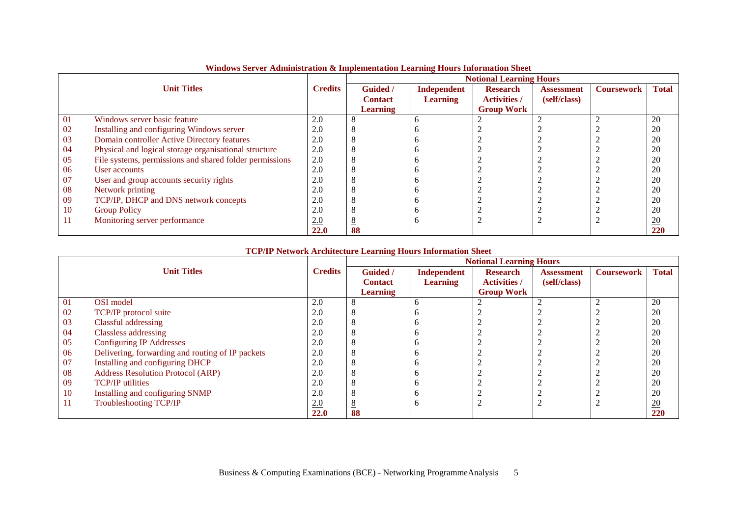**Windows Server Administration & Implementation Learning Hours Information Sheet**

| | Unit Titles | Credits | Notional Learning Hours | | | | | |
|---|---|---|---|---|---|---|---|---|
| | | | Guided / Contact Learning | Independent Learning | Research Activities / Group Work | Assessment (self/class) | Coursework | Total |
| 01 | Windows server basic feature | 2.0 | 8 | 6 | 2 | 2 | 2 | 20 |
| 02 | Installing and configuring Windows server | 2.0 | 8 | 6 | 2 | 2 | 2 | 20 |
| 03 | Domain controller Active Directory features | 2.0 | 8 | 6 | 2 | 2 | 2 | 20 |
| 04 | Physical and logical storage organisational structure | 2.0 | 8 | 6 | 2 | 2 | 2 | 20 |
| 05 | File systems, permissions and shared folder permissions | 2.0 | 8 | 6 | 2 | 2 | 2 | 20 |
| 06 | User accounts | 2.0 | 8 | 6 | 2 | 2 | 2 | 20 |
| 07 | User and group accounts security rights | 2.0 | 8 | 6 | 2 | 2 | 2 | 20 |
| 08 | Network printing | 2.0 | 8 | 6 | 2 | 2 | 2 | 20 |
| 09 | TCP/IP, DHCP and DNS network concepts | 2.0 | 8 | 6 | 2 | 2 | 2 | 20 |
| 10 | Group Policy | 2.0 | 8 | 6 | 2 | 2 | 2 | 20 |
| 11 | Monitoring server performance | 2.0 | 8 | 6 | 2 | 2 | 2 | 20 |
| | | **22.0** | **88** | | | | | **220** |

**TCP/IP Network Architecture Learning Hours Information Sheet**

| | Unit Titles | Credits | Notional Learning Hours | | | | | |
|---|---|---|---|---|---|---|---|---|
| | | | Guided / Contact Learning | Independent Learning | Research Activities / Group Work | Assessment (self/class) | Coursework | Total |
| 01 | OSI model | 2.0 | 8 | 6 | 2 | 2 | 2 | 20 |
| 02 | TCP/IP protocol suite | 2.0 | 8 | 6 | 2 | 2 | 2 | 20 |
| 03 | Classful addressing | 2.0 | 8 | 6 | 2 | 2 | 2 | 20 |
| 04 | Classless addressing | 2.0 | 8 | 6 | 2 | 2 | 2 | 20 |
| 05 | Configuring IP Addresses | 2.0 | 8 | 6 | 2 | 2 | 2 | 20 |
| 06 | Delivering, forwarding and routing of IP packets | 2.0 | 8 | 6 | 2 | 2 | 2 | 20 |
| 07 | Installing and configuring DHCP | 2.0 | 8 | 6 | 2 | 2 | 2 | 20 |
| 08 | Address Resolution Protocol (ARP) | 2.0 | 8 | 6 | 2 | 2 | 2 | 20 |
| 09 | TCP/IP utilities | 2.0 | 8 | 6 | 2 | 2 | 2 | 20 |
| 10 | Installing and configuring SNMP | 2.0 | 8 | 6 | 2 | 2 | 2 | 20 |
| 11 | Troubleshooting TCP/IP | 2.0 | 8 | 6 | 2 | 2 | 2 | 20 |
| | | **22.0** | **88** | | | | | **220** |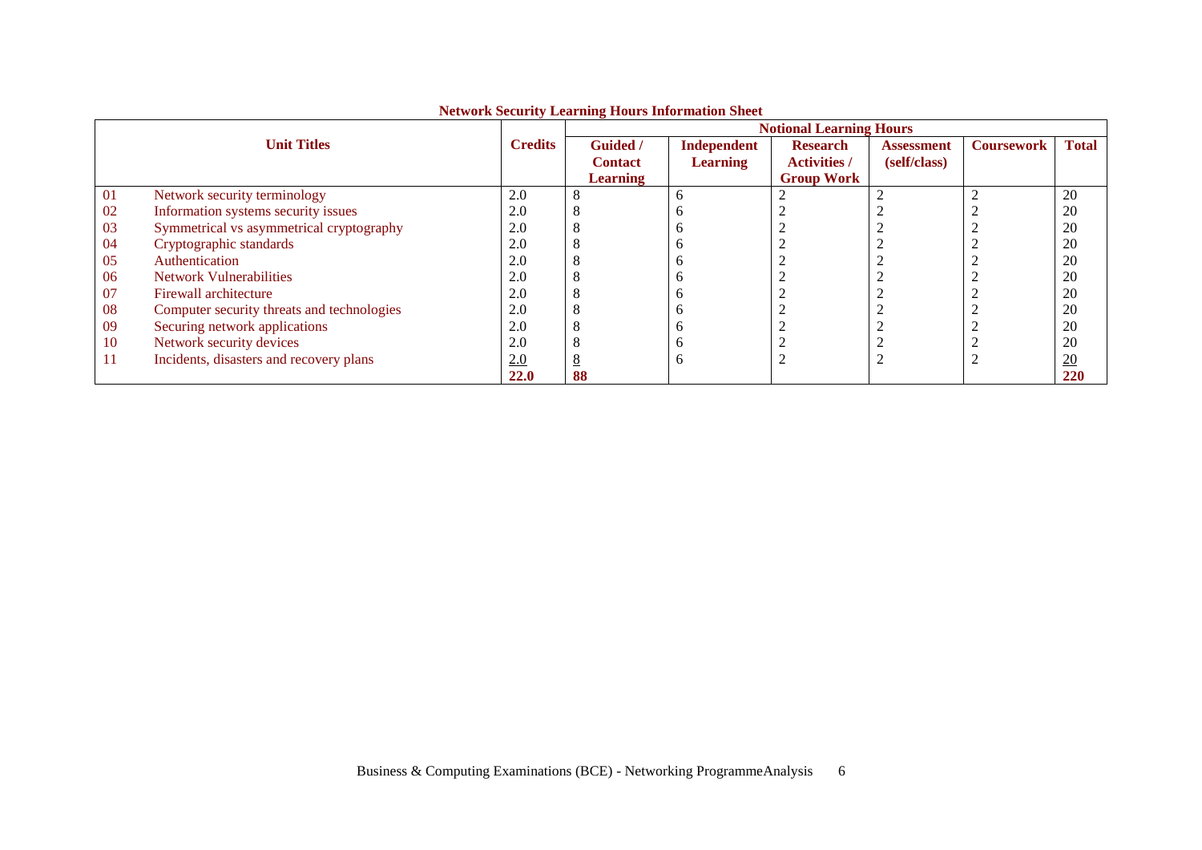**Network Security Learning Hours Information Sheet**

| | Unit Titles | Credits | Notional Learning Hours | | | | | |
|---|---|---|---|---|---|---|---|---|
| | | | Guided / Contact Learning | Independent Learning | Research Activities / Group Work | Assessment (self/class) | Coursework | Total |
| 01 | Network security terminology | 2.0 | 8 | 6 | 2 | 2 | 2 | 20 |
| 02 | Information systems security issues | 2.0 | 8 | 6 | 2 | 2 | 2 | 20 |
| 03 | Symmetrical vs asymmetrical cryptography | 2.0 | 8 | 6 | 2 | 2 | 2 | 20 |
| 04 | Cryptographic standards | 2.0 | 8 | 6 | 2 | 2 | 2 | 20 |
| 05 | Authentication | 2.0 | 8 | 6 | 2 | 2 | 2 | 20 |
| 06 | Network Vulnerabilities | 2.0 | 8 | 6 | 2 | 2 | 2 | 20 |
| 07 | Firewall architecture | 2.0 | 8 | 6 | 2 | 2 | 2 | 20 |
| 08 | Computer security threats and technologies | 2.0 | 8 | 6 | 2 | 2 | 2 | 20 |
| 09 | Securing network applications | 2.0 | 8 | 6 | 2 | 2 | 2 | 20 |
| 10 | Network security devices | 2.0 | 8 | 6 | 2 | 2 | 2 | 20 |
| 11 | Incidents, disasters and recovery plans | 2.0 | 8 | 6 | 2 | 2 | 2 | 20 |
| | | **22.0** | **88** | | | | | **220** |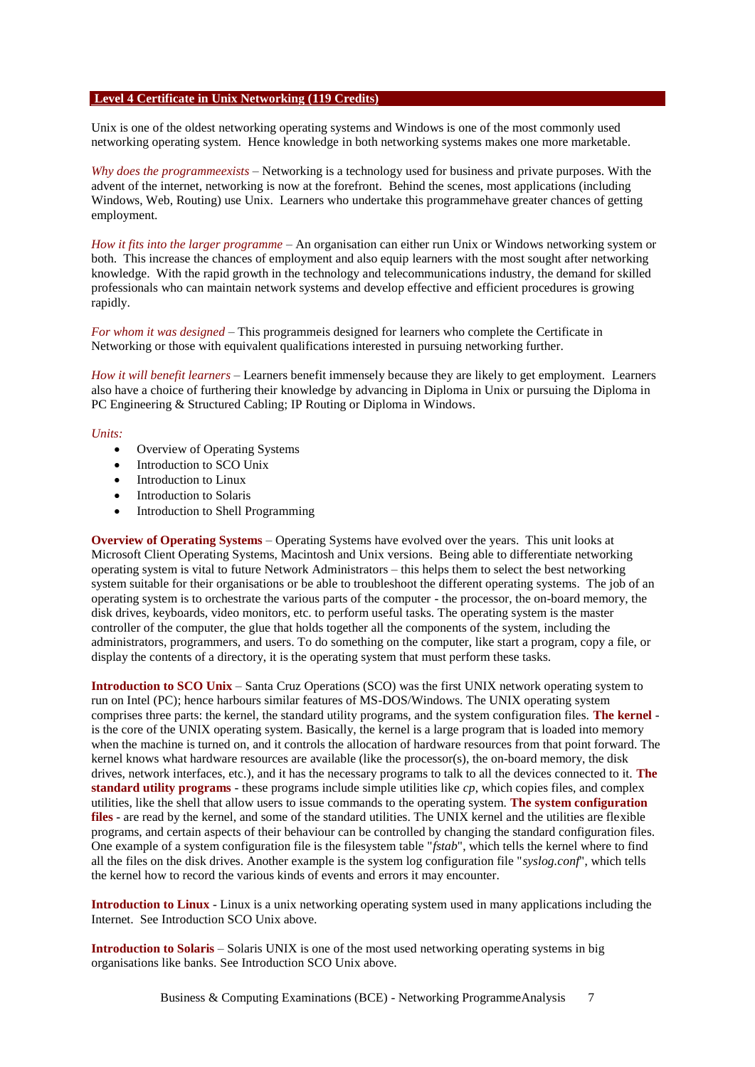## Level 4 Certificate in Unix Networking (119 Credits)

Unix is one of the oldest networking operating systems and Windows is one of the most commonly used networking operating system. Hence knowledge in both networking systems makes one more marketable.

*Why does the programmeexists* – Networking is a technology used for business and private purposes. With the advent of the internet, networking is now at the forefront. Behind the scenes, most applications (including Windows, Web, Routing) use Unix. Learners who undertake this programmehave greater chances of getting employment.

*How it fits into the larger programme* – An organisation can either run Unix or Windows networking system or both. This increase the chances of employment and also equip learners with the most sought after networking knowledge. With the rapid growth in the technology and telecommunications industry, the demand for skilled professionals who can maintain network systems and develop effective and efficient procedures is growing rapidly.

*For whom it was designed* – This programmeis designed for learners who complete the Certificate in Networking or those with equivalent qualifications interested in pursuing networking further.

*How it will benefit learners* – Learners benefit immensely because they are likely to get employment. Learners also have a choice of furthering their knowledge by advancing in Diploma in Unix or pursuing the Diploma in PC Engineering & Structured Cabling; IP Routing or Diploma in Windows.

*Units:*

- Overview of Operating Systems
- Introduction to SCO Unix
- Introduction to Linux
- Introduction to Solaris
- Introduction to Shell Programming

**Overview of Operating Systems** – Operating Systems have evolved over the years. This unit looks at Microsoft Client Operating Systems, Macintosh and Unix versions. Being able to differentiate networking operating system is vital to future Network Administrators – this helps them to select the best networking system suitable for their organisations or be able to troubleshoot the different operating systems. The job of an operating system is to orchestrate the various parts of the computer - the processor, the on-board memory, the disk drives, keyboards, video monitors, etc. to perform useful tasks. The operating system is the master controller of the computer, the glue that holds together all the components of the system, including the administrators, programmers, and users. To do something on the computer, like start a program, copy a file, or display the contents of a directory, it is the operating system that must perform these tasks.

**Introduction to SCO Unix** – Santa Cruz Operations (SCO) was the first UNIX network operating system to run on Intel (PC); hence harbours similar features of MS-DOS/Windows. The UNIX operating system comprises three parts: the kernel, the standard utility programs, and the system configuration files. **The kernel** - is the core of the UNIX operating system. Basically, the kernel is a large program that is loaded into memory when the machine is turned on, and it controls the allocation of hardware resources from that point forward. The kernel knows what hardware resources are available (like the processor(s), the on-board memory, the disk drives, network interfaces, etc.), and it has the necessary programs to talk to all the devices connected to it. **The standard utility programs** - these programs include simple utilities like *cp*, which copies files, and complex utilities, like the shell that allow users to issue commands to the operating system. **The system configuration files** - are read by the kernel, and some of the standard utilities. The UNIX kernel and the utilities are flexible programs, and certain aspects of their behaviour can be controlled by changing the standard configuration files. One example of a system configuration file is the filesystem table "*fstab*", which tells the kernel where to find all the files on the disk drives. Another example is the system log configuration file "*syslog.conf*", which tells the kernel how to record the various kinds of events and errors it may encounter.

**Introduction to Linux** - Linux is a unix networking operating system used in many applications including the Internet. See Introduction SCO Unix above.

**Introduction to Solaris** – Solaris UNIX is one of the most used networking operating systems in big organisations like banks. See Introduction SCO Unix above.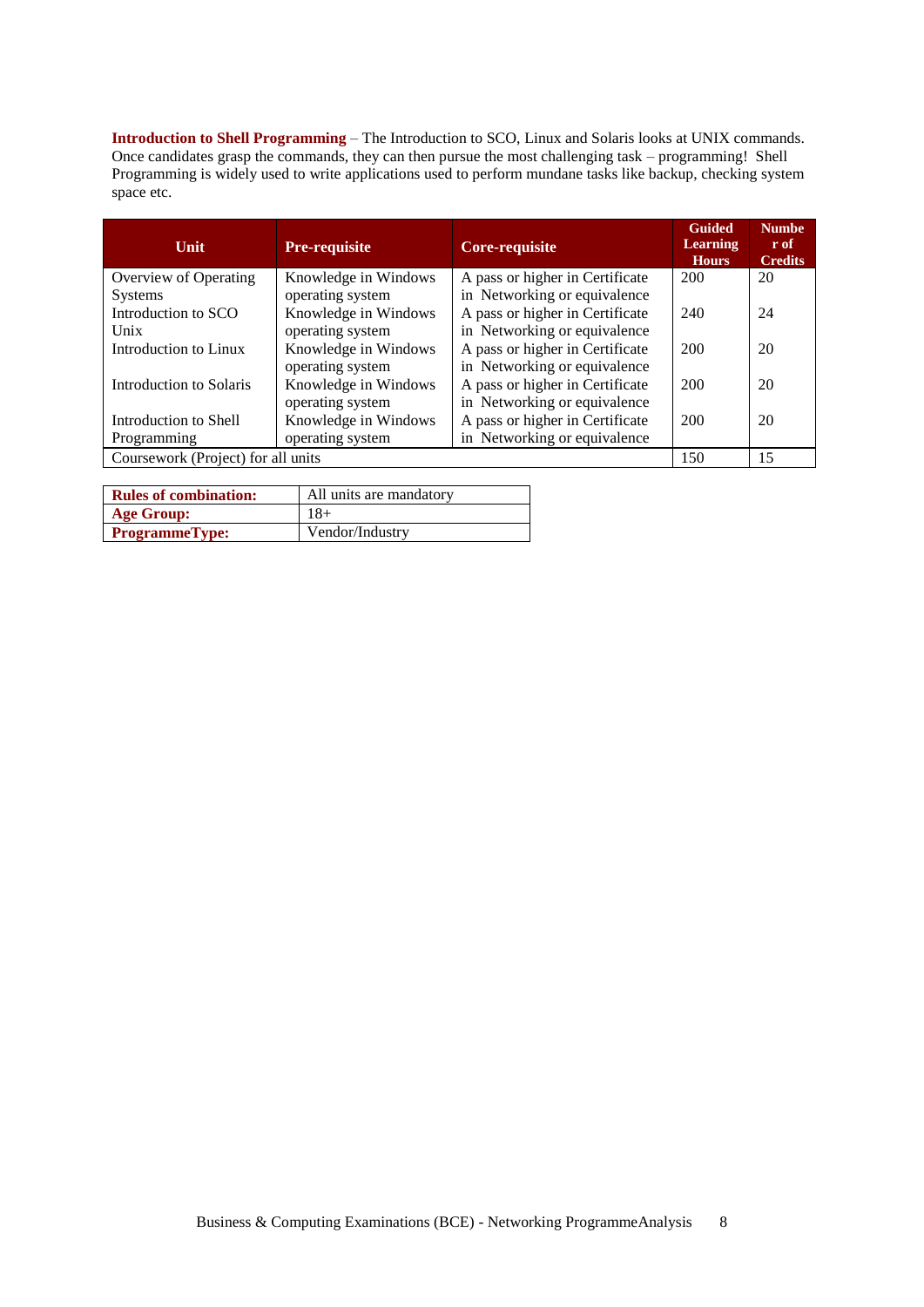**Introduction to Shell Programming** – The Introduction to SCO, Linux and Solaris looks at UNIX commands. Once candidates grasp the commands, they can then pursue the most challenging task – programming! Shell Programming is widely used to write applications used to perform mundane tasks like backup, checking system space etc.

| Unit | Pre-requisite | Core-requisite | Guided Learning Hours | Number of Credits |
|---|---|---|---|---|
| Overview of Operating Systems | Knowledge in Windows operating system | A pass or higher in Certificate in Networking or equivalence | 200 | 20 |
| Introduction to SCO Unix | Knowledge in Windows operating system | A pass or higher in Certificate in Networking or equivalence | 240 | 24 |
| Introduction to Linux | Knowledge in Windows operating system | A pass or higher in Certificate in Networking or equivalence | 200 | 20 |
| Introduction to Solaris | Knowledge in Windows operating system | A pass or higher in Certificate in Networking or equivalence | 200 | 20 |
| Introduction to Shell Programming | Knowledge in Windows operating system | A pass or higher in Certificate in Networking or equivalence | 200 | 20 |
| Coursework (Project) for all units | | | 150 | 15 |

| | |
|---|---|
| **Rules of combination:** | All units are mandatory |
| **Age Group:** | 18+ |
| **ProgrammeType:** | Vendor/Industry |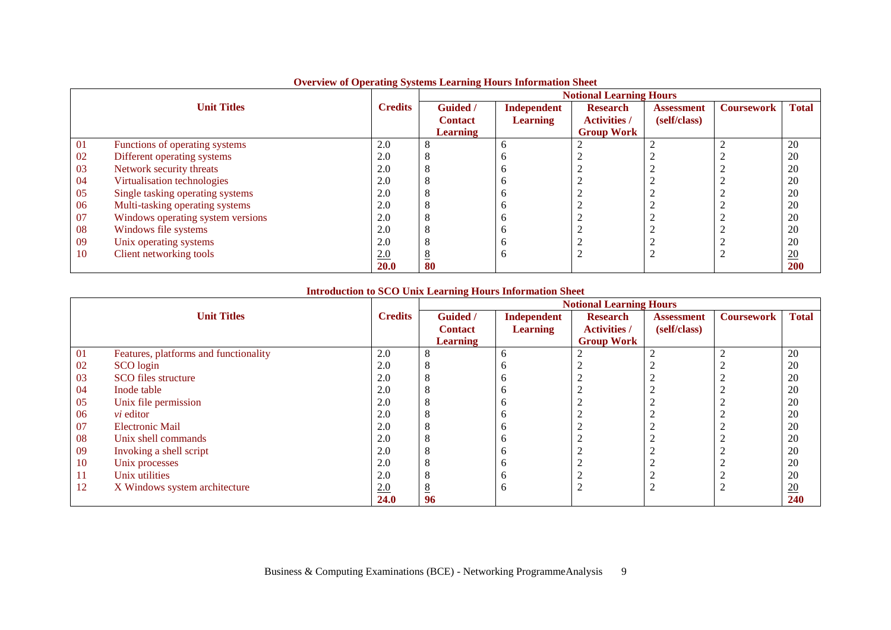**Overview of Operating Systems Learning Hours Information Sheet**

| | Unit Titles | Credits | Notional Learning Hours | | | | | |
|---|---|---|---|---|---|---|---|---|
| | | | Guided / Contact Learning | Independent Learning | Research Activities / Group Work | Assessment (self/class) | Coursework | Total |
| 01 | Functions of operating systems | 2.0 | 8 | 6 | 2 | 2 | 2 | 20 |
| 02 | Different operating systems | 2.0 | 8 | 6 | 2 | 2 | 2 | 20 |
| 03 | Network security threats | 2.0 | 8 | 6 | 2 | 2 | 2 | 20 |
| 04 | Virtualisation technologies | 2.0 | 8 | 6 | 2 | 2 | 2 | 20 |
| 05 | Single tasking operating systems | 2.0 | 8 | 6 | 2 | 2 | 2 | 20 |
| 06 | Multi-tasking operating systems | 2.0 | 8 | 6 | 2 | 2 | 2 | 20 |
| 07 | Windows operating system versions | 2.0 | 8 | 6 | 2 | 2 | 2 | 20 |
| 08 | Windows file systems | 2.0 | 8 | 6 | 2 | 2 | 2 | 20 |
| 09 | Unix operating systems | 2.0 | 8 | 6 | 2 | 2 | 2 | 20 |
| 10 | Client networking tools | 2.0 | 8 | 6 | 2 | 2 | 2 | 20 |
| | | **20.0** | **80** | | | | | **200** |

**Introduction to SCO Unix Learning Hours Information Sheet**

| | Unit Titles | Credits | Notional Learning Hours | | | | | |
|---|---|---|---|---|---|---|---|---|
| | | | Guided / Contact Learning | Independent Learning | Research Activities / Group Work | Assessment (self/class) | Coursework | Total |
| 01 | Features, platforms and functionality | 2.0 | 8 | 6 | 2 | 2 | 2 | 20 |
| 02 | SCO login | 2.0 | 8 | 6 | 2 | 2 | 2 | 20 |
| 03 | SCO files structure | 2.0 | 8 | 6 | 2 | 2 | 2 | 20 |
| 04 | Inode table | 2.0 | 8 | 6 | 2 | 2 | 2 | 20 |
| 05 | Unix file permission | 2.0 | 8 | 6 | 2 | 2 | 2 | 20 |
| 06 | *vi* editor | 2.0 | 8 | 6 | 2 | 2 | 2 | 20 |
| 07 | Electronic Mail | 2.0 | 8 | 6 | 2 | 2 | 2 | 20 |
| 08 | Unix shell commands | 2.0 | 8 | 6 | 2 | 2 | 2 | 20 |
| 09 | Invoking a shell script | 2.0 | 8 | 6 | 2 | 2 | 2 | 20 |
| 10 | Unix processes | 2.0 | 8 | 6 | 2 | 2 | 2 | 20 |
| 11 | Unix utilities | 2.0 | 8 | 6 | 2 | 2 | 2 | 20 |
| 12 | X Windows system architecture | 2.0 | 8 | 6 | 2 | 2 | 2 | 20 |
| | | **24.0** | **96** | | | | | **240** |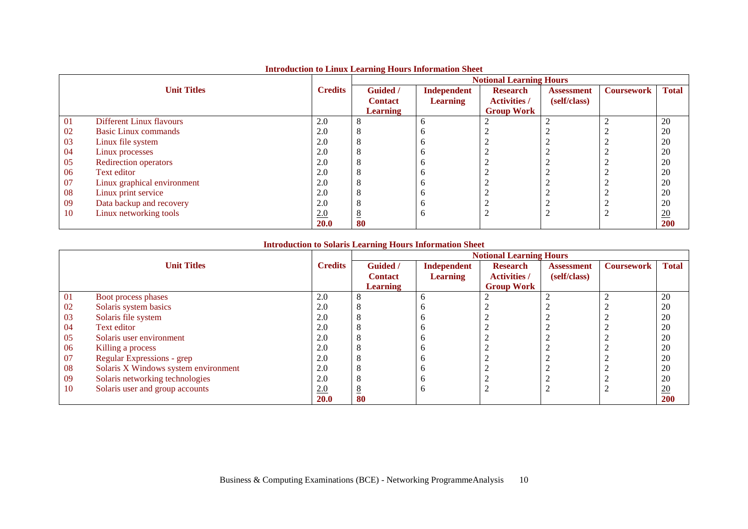**Introduction to Linux Learning Hours Information Sheet**

| Unit Titles | | Credits | Notional Learning Hours | | | | | |
|---|---|---|---|---|---|---|---|---|
| | | | Guided / Contact Learning | Independent Learning | Research Activities / Group Work | Assessment (self/class) | Coursework | Total |
| 01 | Different Linux flavours | 2.0 | 8 | 6 | 2 | 2 | 2 | 20 |
| 02 | Basic Linux commands | 2.0 | 8 | 6 | 2 | 2 | 2 | 20 |
| 03 | Linux file system | 2.0 | 8 | 6 | 2 | 2 | 2 | 20 |
| 04 | Linux processes | 2.0 | 8 | 6 | 2 | 2 | 2 | 20 |
| 05 | Redirection operators | 2.0 | 8 | 6 | 2 | 2 | 2 | 20 |
| 06 | Text editor | 2.0 | 8 | 6 | 2 | 2 | 2 | 20 |
| 07 | Linux graphical environment | 2.0 | 8 | 6 | 2 | 2 | 2 | 20 |
| 08 | Linux print service | 2.0 | 8 | 6 | 2 | 2 | 2 | 20 |
| 09 | Data backup and recovery | 2.0 | 8 | 6 | 2 | 2 | 2 | 20 |
| 10 | Linux networking tools | 2.0 | 8 | 6 | 2 | 2 | 2 | 20 |
| | | **20.0** | **80** | | | | | **200** |

**Introduction to Solaris Learning Hours Information Sheet**

| Unit Titles | | Credits | Notional Learning Hours | | | | | |
|---|---|---|---|---|---|---|---|---|
| | | | Guided / Contact Learning | Independent Learning | Research Activities / Group Work | Assessment (self/class) | Coursework | Total |
| 01 | Boot process phases | 2.0 | 8 | 6 | 2 | 2 | 2 | 20 |
| 02 | Solaris system basics | 2.0 | 8 | 6 | 2 | 2 | 2 | 20 |
| 03 | Solaris file system | 2.0 | 8 | 6 | 2 | 2 | 2 | 20 |
| 04 | Text editor | 2.0 | 8 | 6 | 2 | 2 | 2 | 20 |
| 05 | Solaris user environment | 2.0 | 8 | 6 | 2 | 2 | 2 | 20 |
| 06 | Killing a process | 2.0 | 8 | 6 | 2 | 2 | 2 | 20 |
| 07 | Regular Expressions - grep | 2.0 | 8 | 6 | 2 | 2 | 2 | 20 |
| 08 | Solaris X Windows system environment | 2.0 | 8 | 6 | 2 | 2 | 2 | 20 |
| 09 | Solaris networking technologies | 2.0 | 8 | 6 | 2 | 2 | 2 | 20 |
| 10 | Solaris user and group accounts | 2.0 | 8 | 6 | 2 | 2 | 2 | 20 |
| | | **20.0** | **80** | | | | | **200** |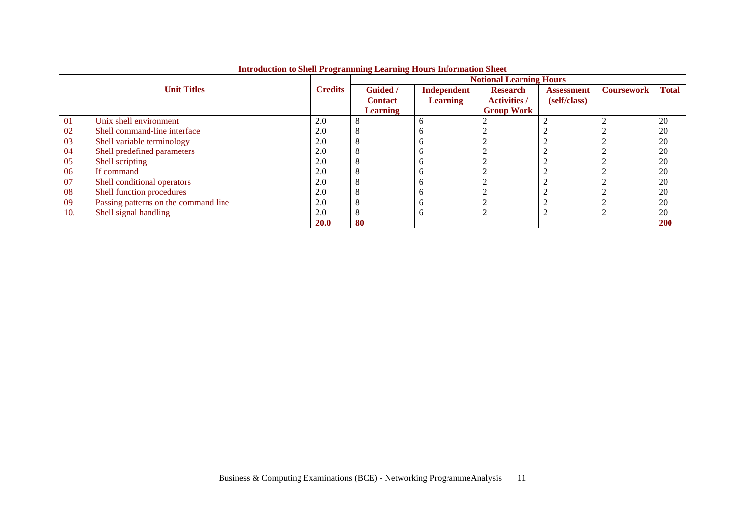**Introduction to Shell Programming Learning Hours Information Sheet**

| Unit Titles | | Credits | Notional Learning Hours | | | | | |
|---|---|---|---|---|---|---|---|---|
| | | | **Guided / Contact Learning** | **Independent Learning** | **Research Activities / Group Work** | **Assessment (self/class)** | **Coursework** | **Total** |
| 01 | Unix shell environment | 2.0 | 8 | 6 | 2 | 2 | 2 | 20 |
| 02 | Shell command-line interface | 2.0 | 8 | 6 | 2 | 2 | 2 | 20 |
| 03 | Shell variable terminology | 2.0 | 8 | 6 | 2 | 2 | 2 | 20 |
| 04 | Shell predefined parameters | 2.0 | 8 | 6 | 2 | 2 | 2 | 20 |
| 05 | Shell scripting | 2.0 | 8 | 6 | 2 | 2 | 2 | 20 |
| 06 | If command | 2.0 | 8 | 6 | 2 | 2 | 2 | 20 |
| 07 | Shell conditional operators | 2.0 | 8 | 6 | 2 | 2 | 2 | 20 |
| 08 | Shell function procedures | 2.0 | 8 | 6 | 2 | 2 | 2 | 20 |
| 09 | Passing patterns on the command line | 2.0 | 8 | 6 | 2 | 2 | 2 | 20 |
| 10. | Shell signal handling | 2.0 | 8 | 6 | 2 | 2 | 2 | 20 |
| | | **20.0** | **80** | | | | | **200** |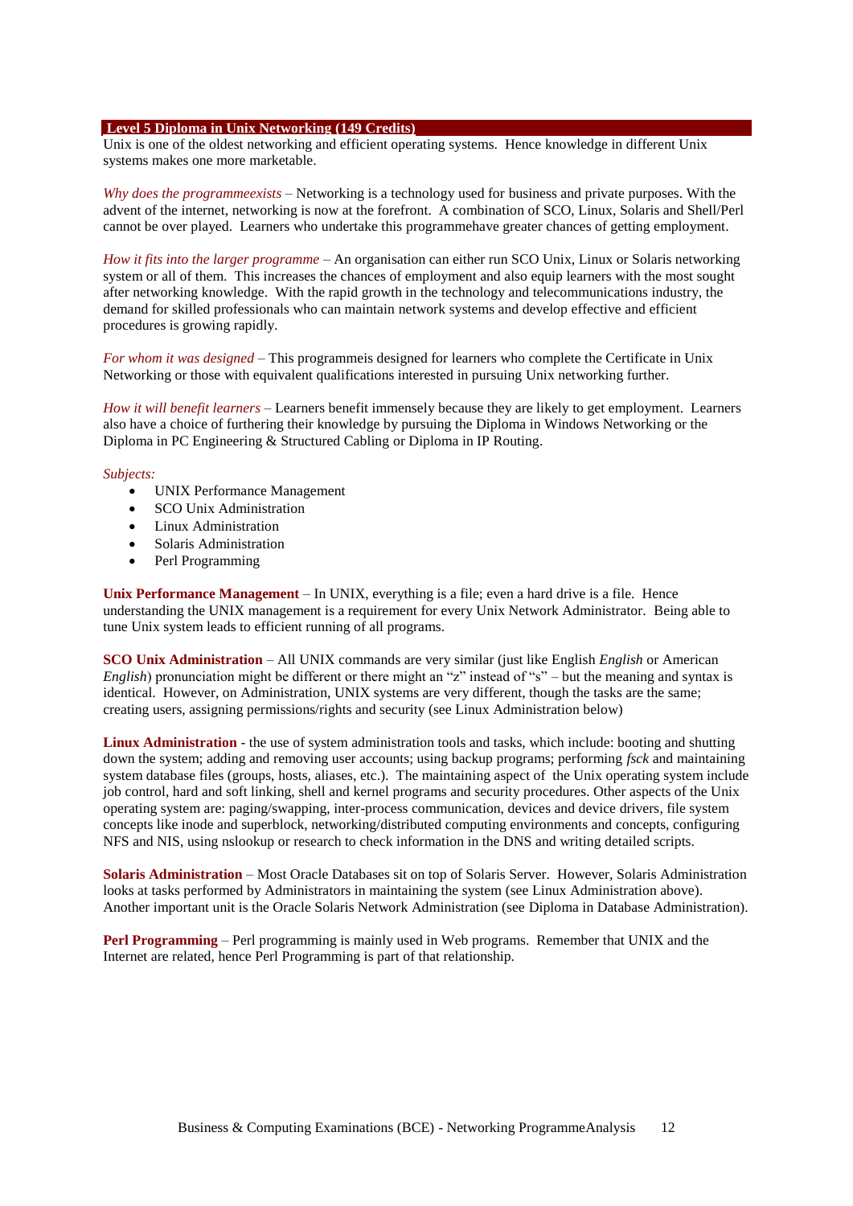## Level 5 Diploma in Unix Networking (149 Credits)

Unix is one of the oldest networking and efficient operating systems. Hence knowledge in different Unix systems makes one more marketable.

*Why does the programmeexists* – Networking is a technology used for business and private purposes. With the advent of the internet, networking is now at the forefront. A combination of SCO, Linux, Solaris and Shell/Perl cannot be over played. Learners who undertake this programmehave greater chances of getting employment.

*How it fits into the larger programme* – An organisation can either run SCO Unix, Linux or Solaris networking system or all of them. This increases the chances of employment and also equip learners with the most sought after networking knowledge. With the rapid growth in the technology and telecommunications industry, the demand for skilled professionals who can maintain network systems and develop effective and efficient procedures is growing rapidly.

*For whom it was designed* – This programmeis designed for learners who complete the Certificate in Unix Networking or those with equivalent qualifications interested in pursuing Unix networking further.

*How it will benefit learners* – Learners benefit immensely because they are likely to get employment. Learners also have a choice of furthering their knowledge by pursuing the Diploma in Windows Networking or the Diploma in PC Engineering & Structured Cabling or Diploma in IP Routing.

*Subjects:*

- UNIX Performance Management
- SCO Unix Administration
- Linux Administration
- Solaris Administration
- Perl Programming

**Unix Performance Management** – In UNIX, everything is a file; even a hard drive is a file. Hence understanding the UNIX management is a requirement for every Unix Network Administrator. Being able to tune Unix system leads to efficient running of all programs.

**SCO Unix Administration** – All UNIX commands are very similar (just like English *English* or American *English*) pronunciation might be different or there might an "z" instead of "s" – but the meaning and syntax is identical. However, on Administration, UNIX systems are very different, though the tasks are the same; creating users, assigning permissions/rights and security (see Linux Administration below)

**Linux Administration** - the use of system administration tools and tasks, which include: booting and shutting down the system; adding and removing user accounts; using backup programs; performing *fsck* and maintaining system database files (groups, hosts, aliases, etc.). The maintaining aspect of the Unix operating system include job control, hard and soft linking, shell and kernel programs and security procedures. Other aspects of the Unix operating system are: paging/swapping, inter-process communication, devices and device drivers, file system concepts like inode and superblock, networking/distributed computing environments and concepts, configuring NFS and NIS, using nslookup or research to check information in the DNS and writing detailed scripts.

**Solaris Administration** – Most Oracle Databases sit on top of Solaris Server. However, Solaris Administration looks at tasks performed by Administrators in maintaining the system (see Linux Administration above). Another important unit is the Oracle Solaris Network Administration (see Diploma in Database Administration).

**Perl Programming** – Perl programming is mainly used in Web programs. Remember that UNIX and the Internet are related, hence Perl Programming is part of that relationship.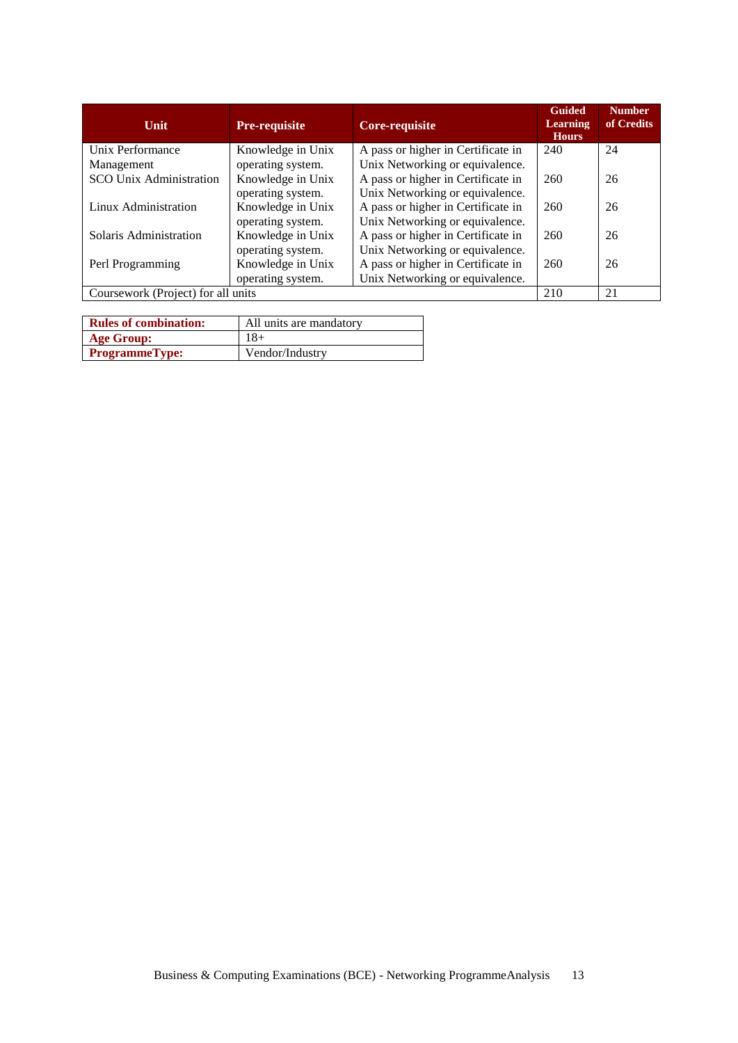| Unit | Pre-requisite | Core-requisite | Guided Learning Hours | Number of Credits |
|---|---|---|---|---|
| Unix Performance Management | Knowledge in Unix operating system. | A pass or higher in Certificate in Unix Networking or equivalence. | 240 | 24 |
| SCO Unix Administration | Knowledge in Unix operating system. | A pass or higher in Certificate in Unix Networking or equivalence. | 260 | 26 |
| Linux Administration | Knowledge in Unix operating system. | A pass or higher in Certificate in Unix Networking or equivalence. | 260 | 26 |
| Solaris Administration | Knowledge in Unix operating system. | A pass or higher in Certificate in Unix Networking or equivalence. | 260 | 26 |
| Perl Programming | Knowledge in Unix operating system. | A pass or higher in Certificate in Unix Networking or equivalence. | 260 | 26 |
| Coursework (Project) for all units | | | 210 | 21 |

| | |
|---|---|
| **Rules of combination:** | All units are mandatory |
| **Age Group:** | 18+ |
| **ProgrammeType:** | Vendor/Industry |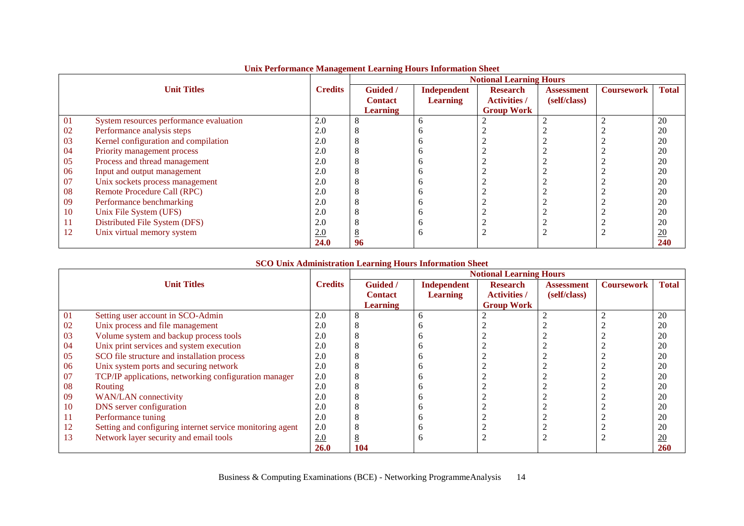**Unix Performance Management Learning Hours Information Sheet**

| | Unit Titles | Credits | Notional Learning Hours | | | | | |
|---|---|---|---|---|---|---|---|---|
| | | | Guided / Contact Learning | Independent Learning | Research Activities / Group Work | Assessment (self/class) | Coursework | Total |
| 01 | System resources performance evaluation | 2.0 | 8 | 6 | 2 | 2 | 2 | 20 |
| 02 | Performance analysis steps | 2.0 | 8 | 6 | 2 | 2 | 2 | 20 |
| 03 | Kernel configuration and compilation | 2.0 | 8 | 6 | 2 | 2 | 2 | 20 |
| 04 | Priority management process | 2.0 | 8 | 6 | 2 | 2 | 2 | 20 |
| 05 | Process and thread management | 2.0 | 8 | 6 | 2 | 2 | 2 | 20 |
| 06 | Input and output management | 2.0 | 8 | 6 | 2 | 2 | 2 | 20 |
| 07 | Unix sockets process management | 2.0 | 8 | 6 | 2 | 2 | 2 | 20 |
| 08 | Remote Procedure Call (RPC) | 2.0 | 8 | 6 | 2 | 2 | 2 | 20 |
| 09 | Performance benchmarking | 2.0 | 8 | 6 | 2 | 2 | 2 | 20 |
| 10 | Unix File System (UFS) | 2.0 | 8 | 6 | 2 | 2 | 2 | 20 |
| 11 | Distributed File System (DFS) | 2.0 | 8 | 6 | 2 | 2 | 2 | 20 |
| 12 | Unix virtual memory system | 2.0 | 8 | 6 | 2 | 2 | 2 | 20 |
| | | **24.0** | **96** | | | | | **240** |

**SCO Unix Administration Learning Hours Information Sheet**

| | Unit Titles | Credits | Notional Learning Hours | | | | | |
|---|---|---|---|---|---|---|---|---|
| | | | Guided / Contact Learning | Independent Learning | Research Activities / Group Work | Assessment (self/class) | Coursework | Total |
| 01 | Setting user account in SCO-Admin | 2.0 | 8 | 6 | 2 | 2 | 2 | 20 |
| 02 | Unix process and file management | 2.0 | 8 | 6 | 2 | 2 | 2 | 20 |
| 03 | Volume system and backup process tools | 2.0 | 8 | 6 | 2 | 2 | 2 | 20 |
| 04 | Unix print services and system execution | 2.0 | 8 | 6 | 2 | 2 | 2 | 20 |
| 05 | SCO file structure and installation process | 2.0 | 8 | 6 | 2 | 2 | 2 | 20 |
| 06 | Unix system ports and securing network | 2.0 | 8 | 6 | 2 | 2 | 2 | 20 |
| 07 | TCP/IP applications, networking configuration manager | 2.0 | 8 | 6 | 2 | 2 | 2 | 20 |
| 08 | Routing | 2.0 | 8 | 6 | 2 | 2 | 2 | 20 |
| 09 | WAN/LAN connectivity | 2.0 | 8 | 6 | 2 | 2 | 2 | 20 |
| 10 | DNS server configuration | 2.0 | 8 | 6 | 2 | 2 | 2 | 20 |
| 11 | Performance tuning | 2.0 | 8 | 6 | 2 | 2 | 2 | 20 |
| 12 | Setting and configuring internet service monitoring agent | 2.0 | 8 | 6 | 2 | 2 | 2 | 20 |
| 13 | Network layer security and email tools | 2.0 | 8 | 6 | 2 | 2 | 2 | 20 |
| | | **26.0** | **104** | | | | | **260** |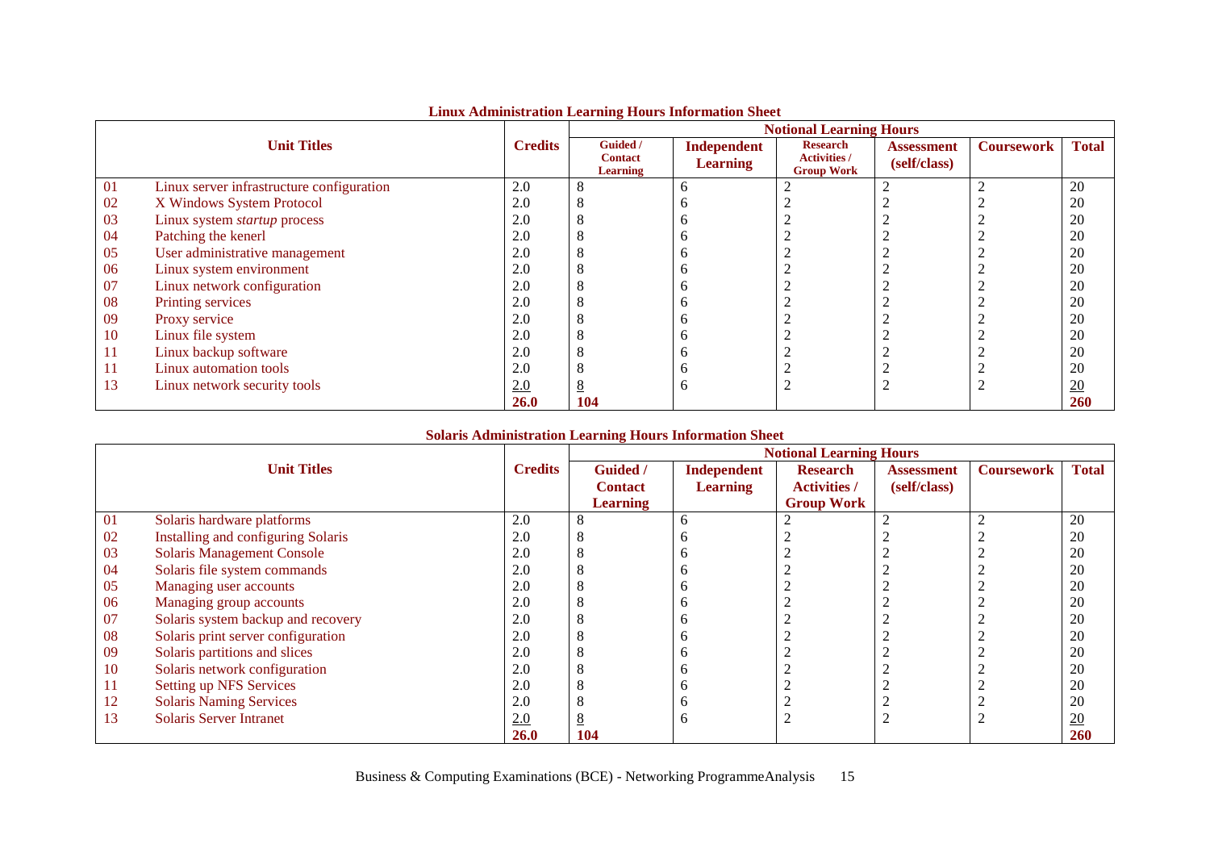## Linux Administration Learning Hours Information Sheet

| | Unit Titles | Credits | Notional Learning Hours | | | | | |
|---|---|---|---|---|---|---|---|---|
| | | | Guided / Contact Learning | Independent Learning | Research Activities / Group Work | Assessment (self/class) | Coursework | Total |
| 01 | Linux server infrastructure configuration | 2.0 | 8 | 6 | 2 | 2 | 2 | 20 |
| 02 | X Windows System Protocol | 2.0 | 8 | 6 | 2 | 2 | 2 | 20 |
| 03 | Linux system *startup* process | 2.0 | 8 | 6 | 2 | 2 | 2 | 20 |
| 04 | Patching the kenerl | 2.0 | 8 | 6 | 2 | 2 | 2 | 20 |
| 05 | User administrative management | 2.0 | 8 | 6 | 2 | 2 | 2 | 20 |
| 06 | Linux system environment | 2.0 | 8 | 6 | 2 | 2 | 2 | 20 |
| 07 | Linux network configuration | 2.0 | 8 | 6 | 2 | 2 | 2 | 20 |
| 08 | Printing services | 2.0 | 8 | 6 | 2 | 2 | 2 | 20 |
| 09 | Proxy service | 2.0 | 8 | 6 | 2 | 2 | 2 | 20 |
| 10 | Linux file system | 2.0 | 8 | 6 | 2 | 2 | 2 | 20 |
| 11 | Linux backup software | 2.0 | 8 | 6 | 2 | 2 | 2 | 20 |
| 11 | Linux automation tools | 2.0 | 8 | 6 | 2 | 2 | 2 | 20 |
| 13 | Linux network security tools | 2.0 | 8 | 6 | 2 | 2 | 2 | 20 |
| | | **26.0** | **104** | | | | | **260** |

## Solaris Administration Learning Hours Information Sheet

| | Unit Titles | Credits | Notional Learning Hours | | | | | |
|---|---|---|---|---|---|---|---|---|
| | | | Guided / Contact Learning | Independent Learning | Research Activities / Group Work | Assessment (self/class) | Coursework | Total |
| 01 | Solaris hardware platforms | 2.0 | 8 | 6 | 2 | 2 | 2 | 20 |
| 02 | Installing and configuring Solaris | 2.0 | 8 | 6 | 2 | 2 | 2 | 20 |
| 03 | Solaris Management Console | 2.0 | 8 | 6 | 2 | 2 | 2 | 20 |
| 04 | Solaris file system commands | 2.0 | 8 | 6 | 2 | 2 | 2 | 20 |
| 05 | Managing user accounts | 2.0 | 8 | 6 | 2 | 2 | 2 | 20 |
| 06 | Managing group accounts | 2.0 | 8 | 6 | 2 | 2 | 2 | 20 |
| 07 | Solaris system backup and recovery | 2.0 | 8 | 6 | 2 | 2 | 2 | 20 |
| 08 | Solaris print server configuration | 2.0 | 8 | 6 | 2 | 2 | 2 | 20 |
| 09 | Solaris partitions and slices | 2.0 | 8 | 6 | 2 | 2 | 2 | 20 |
| 10 | Solaris network configuration | 2.0 | 8 | 6 | 2 | 2 | 2 | 20 |
| 11 | Setting up NFS Services | 2.0 | 8 | 6 | 2 | 2 | 2 | 20 |
| 12 | Solaris Naming Services | 2.0 | 8 | 6 | 2 | 2 | 2 | 20 |
| 13 | Solaris Server Intranet | 2.0 | 8 | 6 | 2 | 2 | 2 | 20 |
| | | **26.0** | **104** | | | | | **260** |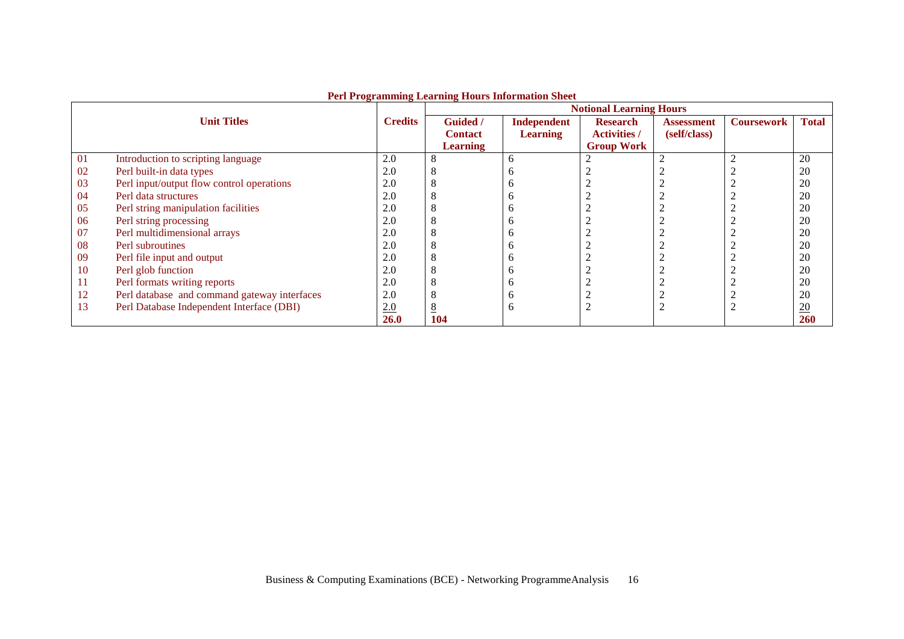**Perl Programming Learning Hours Information Sheet**

| | Unit Titles | Credits | Notional Learning Hours | | | | | |
|---|---|---|---|---|---|---|---|---|
| | | | Guided / Contact Learning | Independent Learning | Research Activities / Group Work | Assessment (self/class) | Coursework | Total |
| 01 | Introduction to scripting language | 2.0 | 8 | 6 | 2 | 2 | 2 | 20 |
| 02 | Perl built-in data types | 2.0 | 8 | 6 | 2 | 2 | 2 | 20 |
| 03 | Perl input/output flow control operations | 2.0 | 8 | 6 | 2 | 2 | 2 | 20 |
| 04 | Perl data structures | 2.0 | 8 | 6 | 2 | 2 | 2 | 20 |
| 05 | Perl string manipulation facilities | 2.0 | 8 | 6 | 2 | 2 | 2 | 20 |
| 06 | Perl string processing | 2.0 | 8 | 6 | 2 | 2 | 2 | 20 |
| 07 | Perl multidimensional arrays | 2.0 | 8 | 6 | 2 | 2 | 2 | 20 |
| 08 | Perl subroutines | 2.0 | 8 | 6 | 2 | 2 | 2 | 20 |
| 09 | Perl file input and output | 2.0 | 8 | 6 | 2 | 2 | 2 | 20 |
| 10 | Perl glob function | 2.0 | 8 | 6 | 2 | 2 | 2 | 20 |
| 11 | Perl formats writing reports | 2.0 | 8 | 6 | 2 | 2 | 2 | 20 |
| 12 | Perl database and command gateway interfaces | 2.0 | 8 | 6 | 2 | 2 | 2 | 20 |
| 13 | Perl Database Independent Interface (DBI) | 2.0 | 8 | 6 | 2 | 2 | 2 | 20 |
| | | **26.0** | **104** | | | | | **260** |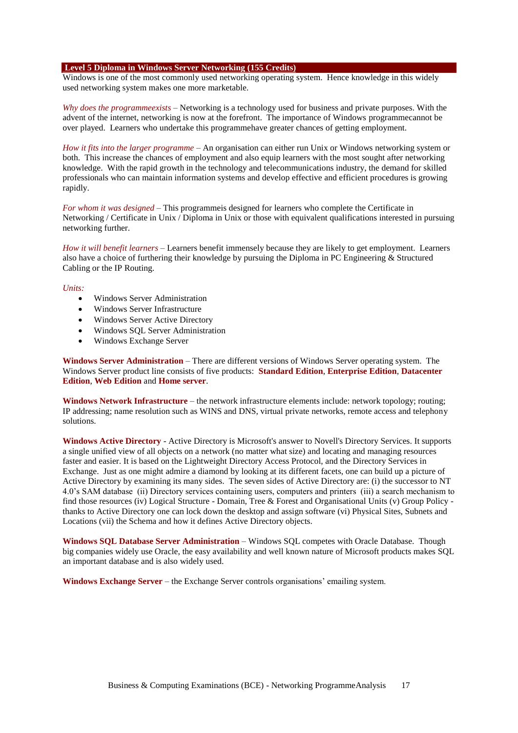## Level 5 Diploma in Windows Server Networking (155 Credits)

Windows is one of the most commonly used networking operating system. Hence knowledge in this widely used networking system makes one more marketable.

*Why does the programmeexists* – Networking is a technology used for business and private purposes. With the advent of the internet, networking is now at the forefront. The importance of Windows programmecannot be over played. Learners who undertake this programmehave greater chances of getting employment.

*How it fits into the larger programme* – An organisation can either run Unix or Windows networking system or both. This increase the chances of employment and also equip learners with the most sought after networking knowledge. With the rapid growth in the technology and telecommunications industry, the demand for skilled professionals who can maintain information systems and develop effective and efficient procedures is growing rapidly.

*For whom it was designed* – This programmeis designed for learners who complete the Certificate in Networking / Certificate in Unix / Diploma in Unix or those with equivalent qualifications interested in pursuing networking further.

*How it will benefit learners* – Learners benefit immensely because they are likely to get employment. Learners also have a choice of furthering their knowledge by pursuing the Diploma in PC Engineering & Structured Cabling or the IP Routing.

*Units:*

- Windows Server Administration
- Windows Server Infrastructure
- Windows Server Active Directory
- Windows SQL Server Administration
- Windows Exchange Server

**Windows Server Administration** – There are different versions of Windows Server operating system. The Windows Server product line consists of five products: **Standard Edition**, **Enterprise Edition**, **Datacenter Edition**, **Web Edition** and **Home server**.

**Windows Network Infrastructure** – the network infrastructure elements include: network topology; routing; IP addressing; name resolution such as WINS and DNS, virtual private networks, remote access and telephony solutions.

**Windows Active Directory** - Active Directory is Microsoft's answer to Novell's Directory Services. It supports a single unified view of all objects on a network (no matter what size) and locating and managing resources faster and easier. It is based on the Lightweight Directory Access Protocol, and the Directory Services in Exchange. Just as one might admire a diamond by looking at its different facets, one can build up a picture of Active Directory by examining its many sides. The seven sides of Active Directory are: (i) the successor to NT 4.0's SAM database (ii) Directory services containing users, computers and printers (iii) a search mechanism to find those resources (iv) Logical Structure - Domain, Tree & Forest and Organisational Units (v) Group Policy - thanks to Active Directory one can lock down the desktop and assign software (vi) Physical Sites, Subnets and Locations (vii) the Schema and how it defines Active Directory objects.

**Windows SQL Database Server Administration** – Windows SQL competes with Oracle Database. Though big companies widely use Oracle, the easy availability and well known nature of Microsoft products makes SQL an important database and is also widely used.

**Windows Exchange Server** – the Exchange Server controls organisations' emailing system.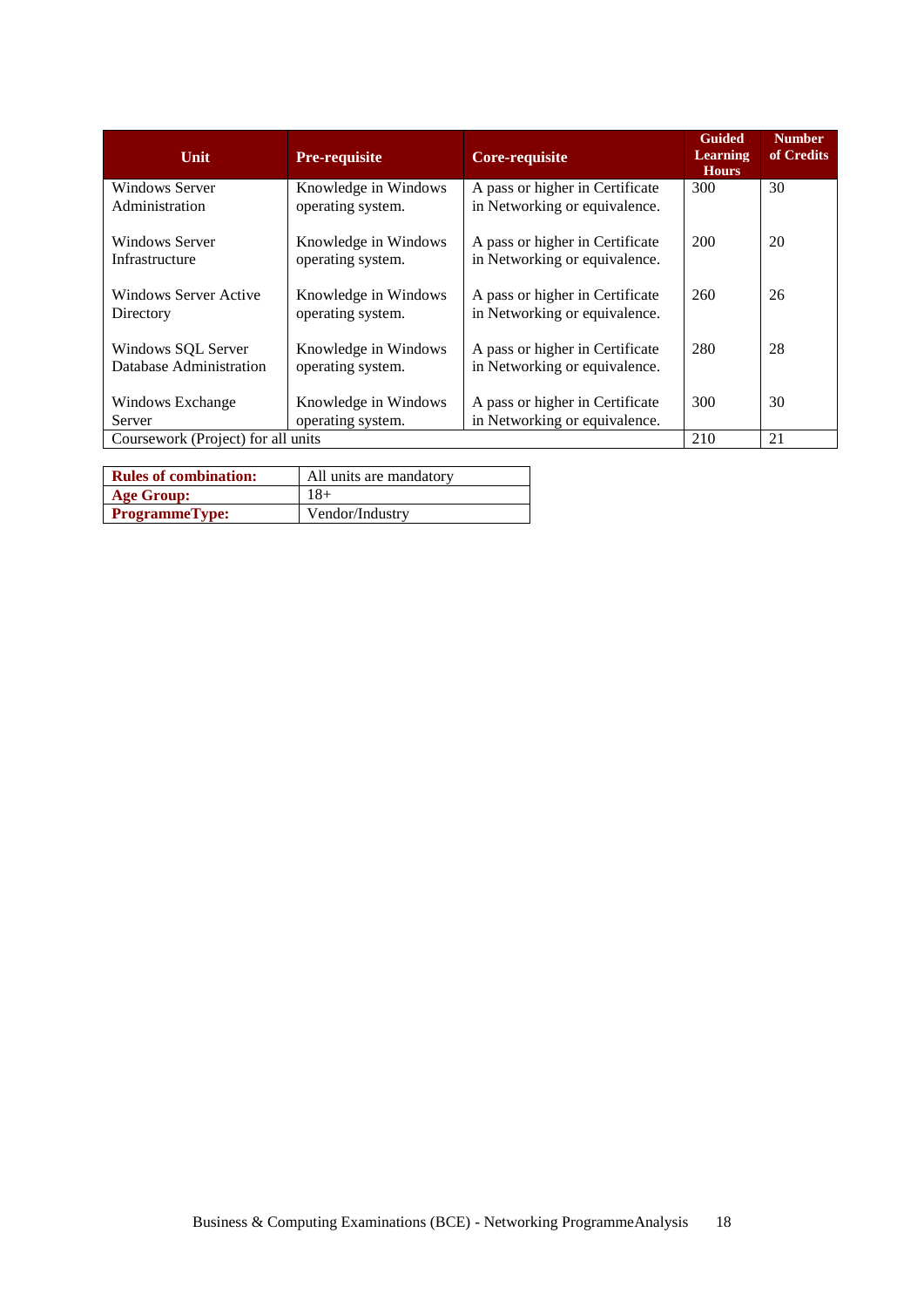| Unit | Pre-requisite | Core-requisite | Guided Learning Hours | Number of Credits |
|---|---|---|---|---|
| Windows Server Administration | Knowledge in Windows operating system. | A pass or higher in Certificate in Networking or equivalence. | 300 | 30 |
| Windows Server Infrastructure | Knowledge in Windows operating system. | A pass or higher in Certificate in Networking or equivalence. | 200 | 20 |
| Windows Server Active Directory | Knowledge in Windows operating system. | A pass or higher in Certificate in Networking or equivalence. | 260 | 26 |
| Windows SQL Server Database Administration | Knowledge in Windows operating system. | A pass or higher in Certificate in Networking or equivalence. | 280 | 28 |
| Windows Exchange Server | Knowledge in Windows operating system. | A pass or higher in Certificate in Networking or equivalence. | 300 | 30 |
| Coursework (Project) for all units | | | 210 | 21 |

| | |
|---|---|
| **Rules of combination:** | All units are mandatory |
| **Age Group:** | 18+ |
| **ProgrammeType:** | Vendor/Industry |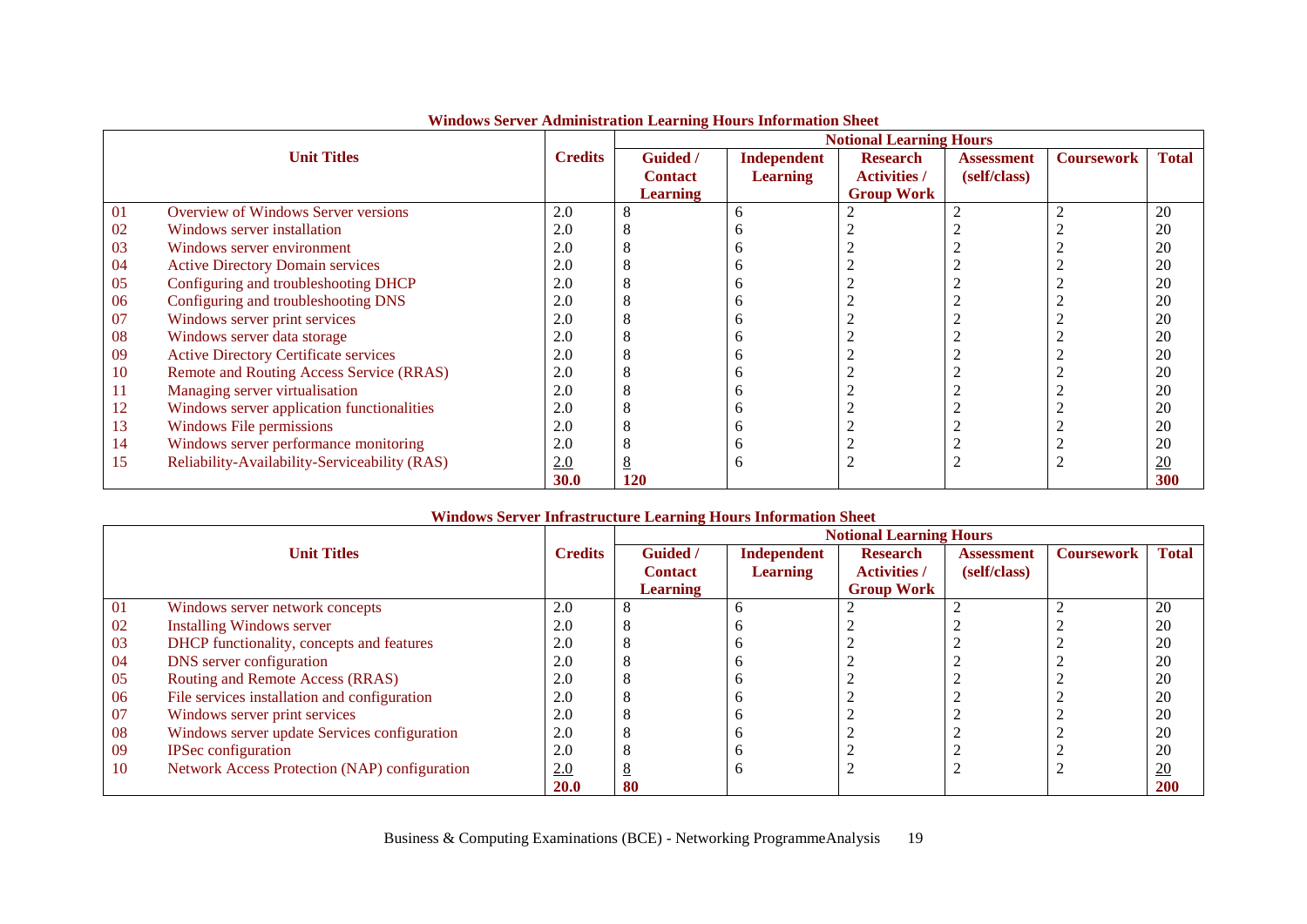**Windows Server Administration Learning Hours Information Sheet**

| | Unit Titles | Credits | Notional Learning Hours | | | | | |
|---|---|---|---|---|---|---|---|---|
| | | | Guided / Contact Learning | Independent Learning | Research Activities / Group Work | Assessment (self/class) | Coursework | Total |
| 01 | Overview of Windows Server versions | 2.0 | 8 | 6 | 2 | 2 | 2 | 20 |
| 02 | Windows server installation | 2.0 | 8 | 6 | 2 | 2 | 2 | 20 |
| 03 | Windows server environment | 2.0 | 8 | 6 | 2 | 2 | 2 | 20 |
| 04 | Active Directory Domain services | 2.0 | 8 | 6 | 2 | 2 | 2 | 20 |
| 05 | Configuring and troubleshooting DHCP | 2.0 | 8 | 6 | 2 | 2 | 2 | 20 |
| 06 | Configuring and troubleshooting DNS | 2.0 | 8 | 6 | 2 | 2 | 2 | 20 |
| 07 | Windows server print services | 2.0 | 8 | 6 | 2 | 2 | 2 | 20 |
| 08 | Windows server data storage | 2.0 | 8 | 6 | 2 | 2 | 2 | 20 |
| 09 | Active Directory Certificate services | 2.0 | 8 | 6 | 2 | 2 | 2 | 20 |
| 10 | Remote and Routing Access Service (RRAS) | 2.0 | 8 | 6 | 2 | 2 | 2 | 20 |
| 11 | Managing server virtualisation | 2.0 | 8 | 6 | 2 | 2 | 2 | 20 |
| 12 | Windows server application functionalities | 2.0 | 8 | 6 | 2 | 2 | 2 | 20 |
| 13 | Windows File permissions | 2.0 | 8 | 6 | 2 | 2 | 2 | 20 |
| 14 | Windows server performance monitoring | 2.0 | 8 | 6 | 2 | 2 | 2 | 20 |
| 15 | Reliability-Availability-Serviceability (RAS) | 2.0 | 8 | 6 | 2 | 2 | 2 | 20 |
| | | **30.0** | **120** | | | | | **300** |

**Windows Server Infrastructure Learning Hours Information Sheet**

| | Unit Titles | Credits | Notional Learning Hours | | | | | |
|---|---|---|---|---|---|---|---|---|
| | | | Guided / Contact Learning | Independent Learning | Research Activities / Group Work | Assessment (self/class) | Coursework | Total |
| 01 | Windows server network concepts | 2.0 | 8 | 6 | 2 | 2 | 2 | 20 |
| 02 | Installing Windows server | 2.0 | 8 | 6 | 2 | 2 | 2 | 20 |
| 03 | DHCP functionality, concepts and features | 2.0 | 8 | 6 | 2 | 2 | 2 | 20 |
| 04 | DNS server configuration | 2.0 | 8 | 6 | 2 | 2 | 2 | 20 |
| 05 | Routing and Remote Access (RRAS) | 2.0 | 8 | 6 | 2 | 2 | 2 | 20 |
| 06 | File services installation and configuration | 2.0 | 8 | 6 | 2 | 2 | 2 | 20 |
| 07 | Windows server print services | 2.0 | 8 | 6 | 2 | 2 | 2 | 20 |
| 08 | Windows server update Services configuration | 2.0 | 8 | 6 | 2 | 2 | 2 | 20 |
| 09 | IPSec configuration | 2.0 | 8 | 6 | 2 | 2 | 2 | 20 |
| 10 | Network Access Protection (NAP) configuration | 2.0 | 8 | 6 | 2 | 2 | 2 | 20 |
| | | **20.0** | **80** | | | | | **200** |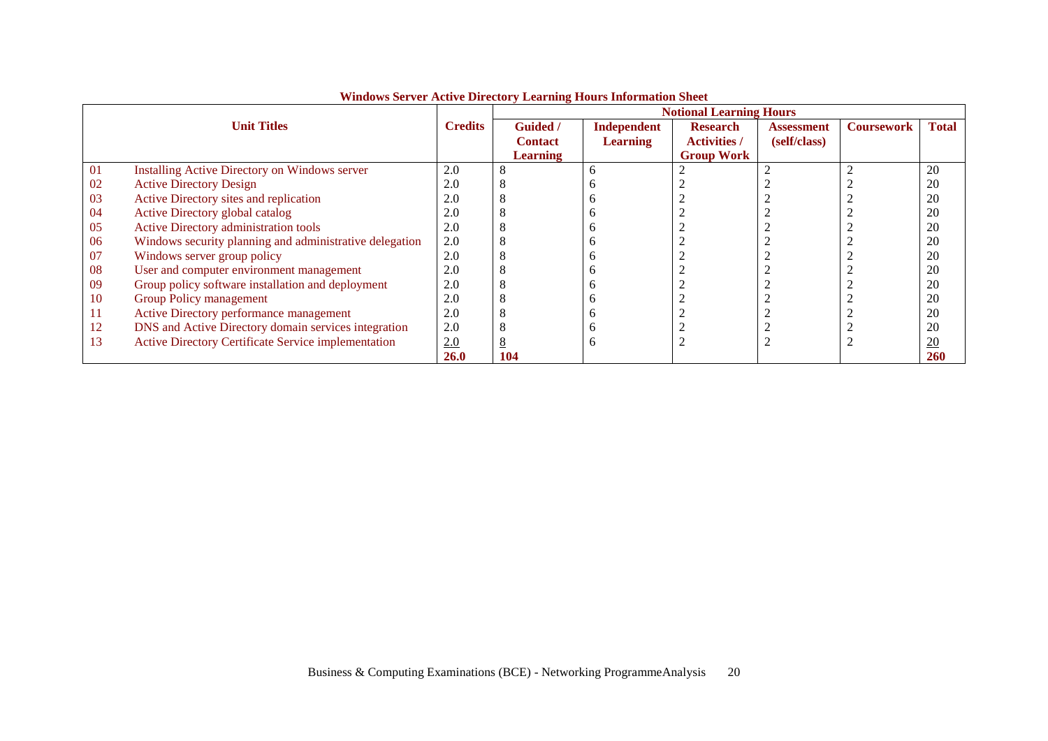**Windows Server Active Directory Learning Hours Information Sheet**

| Unit Titles | | Credits | Notional Learning Hours | | | | | |
|---|---|---|---|---|---|---|---|---|
| | | | Guided / Contact Learning | Independent Learning | Research Activities / Group Work | Assessment (self/class) | Coursework | Total |
| 01 | Installing Active Directory on Windows server | 2.0 | 8 | 6 | 2 | 2 | 2 | 20 |
| 02 | Active Directory Design | 2.0 | 8 | 6 | 2 | 2 | 2 | 20 |
| 03 | Active Directory sites and replication | 2.0 | 8 | 6 | 2 | 2 | 2 | 20 |
| 04 | Active Directory global catalog | 2.0 | 8 | 6 | 2 | 2 | 2 | 20 |
| 05 | Active Directory administration tools | 2.0 | 8 | 6 | 2 | 2 | 2 | 20 |
| 06 | Windows security planning and administrative delegation | 2.0 | 8 | 6 | 2 | 2 | 2 | 20 |
| 07 | Windows server group policy | 2.0 | 8 | 6 | 2 | 2 | 2 | 20 |
| 08 | User and computer environment management | 2.0 | 8 | 6 | 2 | 2 | 2 | 20 |
| 09 | Group policy software installation and deployment | 2.0 | 8 | 6 | 2 | 2 | 2 | 20 |
| 10 | Group Policy management | 2.0 | 8 | 6 | 2 | 2 | 2 | 20 |
| 11 | Active Directory performance management | 2.0 | 8 | 6 | 2 | 2 | 2 | 20 |
| 12 | DNS and Active Directory domain services integration | 2.0 | 8 | 6 | 2 | 2 | 2 | 20 |
| 13 | Active Directory Certificate Service implementation | 2.0 | 8 | 6 | 2 | 2 | 2 | 20 |
| | | **26.0** | **104** | | | | | **260** |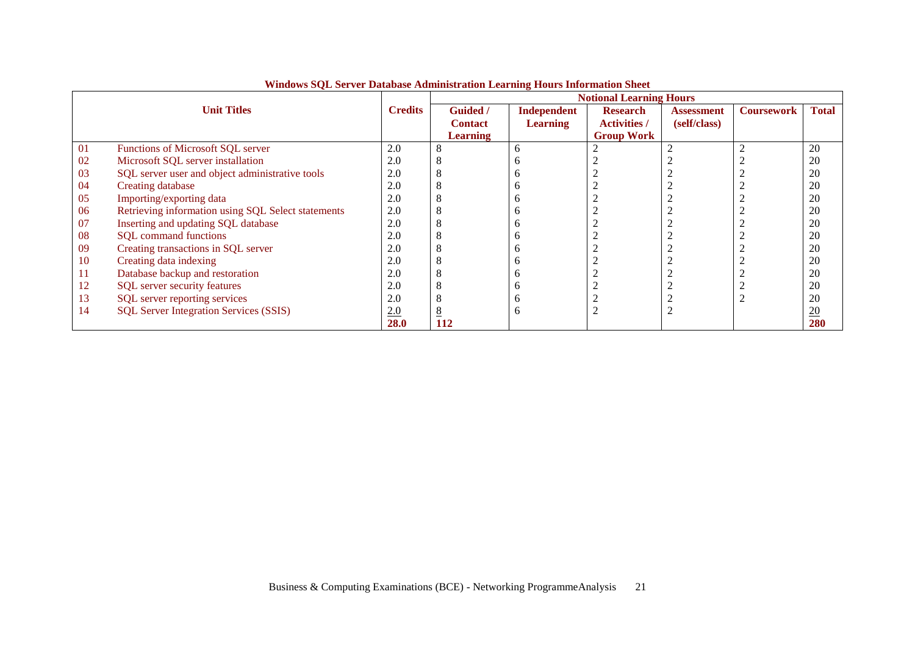**Windows SQL Server Database Administration Learning Hours Information Sheet**

| | Unit Titles | Credits | Notional Learning Hours | | | | | |
|---|---|---|---|---|---|---|---|---|
| | | | Guided / Contact Learning | Independent Learning | Research Activities / Group Work | Assessment (self/class) | Coursework | Total |
| 01 | Functions of Microsoft SQL server | 2.0 | 8 | 6 | 2 | 2 | 2 | 20 |
| 02 | Microsoft SQL server installation | 2.0 | 8 | 6 | 2 | 2 | 2 | 20 |
| 03 | SQL server user and object administrative tools | 2.0 | 8 | 6 | 2 | 2 | 2 | 20 |
| 04 | Creating database | 2.0 | 8 | 6 | 2 | 2 | 2 | 20 |
| 05 | Importing/exporting data | 2.0 | 8 | 6 | 2 | 2 | 2 | 20 |
| 06 | Retrieving information using SQL Select statements | 2.0 | 8 | 6 | 2 | 2 | 2 | 20 |
| 07 | Inserting and updating SQL database | 2.0 | 8 | 6 | 2 | 2 | 2 | 20 |
| 08 | SQL command functions | 2.0 | 8 | 6 | 2 | 2 | 2 | 20 |
| 09 | Creating transactions in SQL server | 2.0 | 8 | 6 | 2 | 2 | 2 | 20 |
| 10 | Creating data indexing | 2.0 | 8 | 6 | 2 | 2 | 2 | 20 |
| 11 | Database backup and restoration | 2.0 | 8 | 6 | 2 | 2 | 2 | 20 |
| 12 | SQL server security features | 2.0 | 8 | 6 | 2 | 2 | 2 | 20 |
| 13 | SQL server reporting services | 2.0 | 8 | 6 | 2 | 2 | 2 | 20 |
| 14 | SQL Server Integration Services (SSIS) | 2.0 | 8 | 6 | 2 | 2 | | 20 |
| | | **28.0** | **112** | | | | | **280** |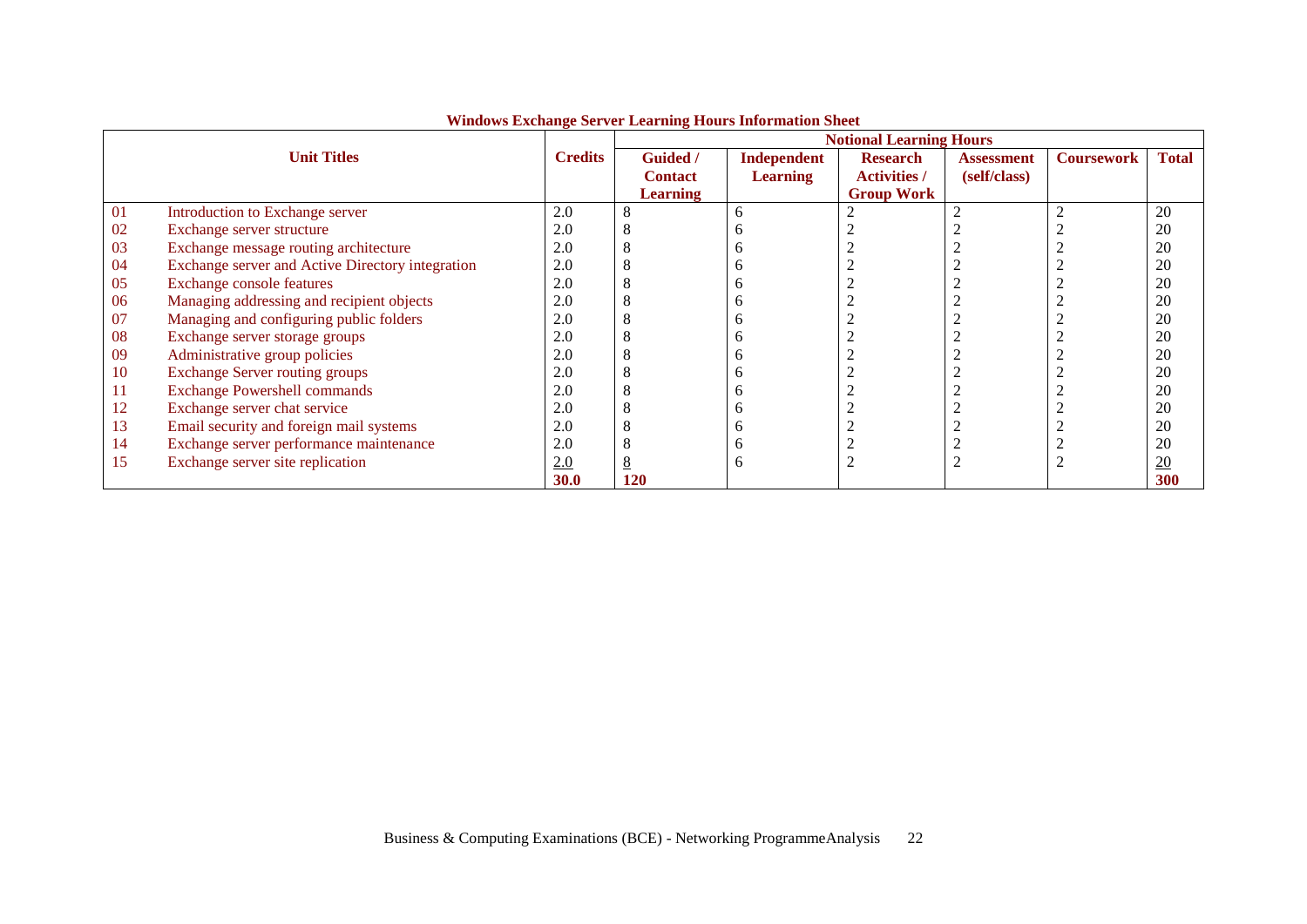**Windows Exchange Server Learning Hours Information Sheet**

| Unit Titles | | Credits | Notional Learning Hours | | | | | |
|---|---|---|---|---|---|---|---|---|
| | | | **Guided / Contact Learning** | **Independent Learning** | **Research Activities / Group Work** | **Assessment (self/class)** | **Coursework** | **Total** |
| 01 | Introduction to Exchange server | 2.0 | 8 | 6 | 2 | 2 | 2 | 20 |
| 02 | Exchange server structure | 2.0 | 8 | 6 | 2 | 2 | 2 | 20 |
| 03 | Exchange message routing architecture | 2.0 | 8 | 6 | 2 | 2 | 2 | 20 |
| 04 | Exchange server and Active Directory integration | 2.0 | 8 | 6 | 2 | 2 | 2 | 20 |
| 05 | Exchange console features | 2.0 | 8 | 6 | 2 | 2 | 2 | 20 |
| 06 | Managing addressing and recipient objects | 2.0 | 8 | 6 | 2 | 2 | 2 | 20 |
| 07 | Managing and configuring public folders | 2.0 | 8 | 6 | 2 | 2 | 2 | 20 |
| 08 | Exchange server storage groups | 2.0 | 8 | 6 | 2 | 2 | 2 | 20 |
| 09 | Administrative group policies | 2.0 | 8 | 6 | 2 | 2 | 2 | 20 |
| 10 | Exchange Server routing groups | 2.0 | 8 | 6 | 2 | 2 | 2 | 20 |
| 11 | Exchange Powershell commands | 2.0 | 8 | 6 | 2 | 2 | 2 | 20 |
| 12 | Exchange server chat service | 2.0 | 8 | 6 | 2 | 2 | 2 | 20 |
| 13 | Email security and foreign mail systems | 2.0 | 8 | 6 | 2 | 2 | 2 | 20 |
| 14 | Exchange server performance maintenance | 2.0 | 8 | 6 | 2 | 2 | 2 | 20 |
| 15 | Exchange server site replication | 2.0 | 8 | 6 | 2 | 2 | 2 | 20 |
| | | **30.0** | **120** | | | | | **300** |